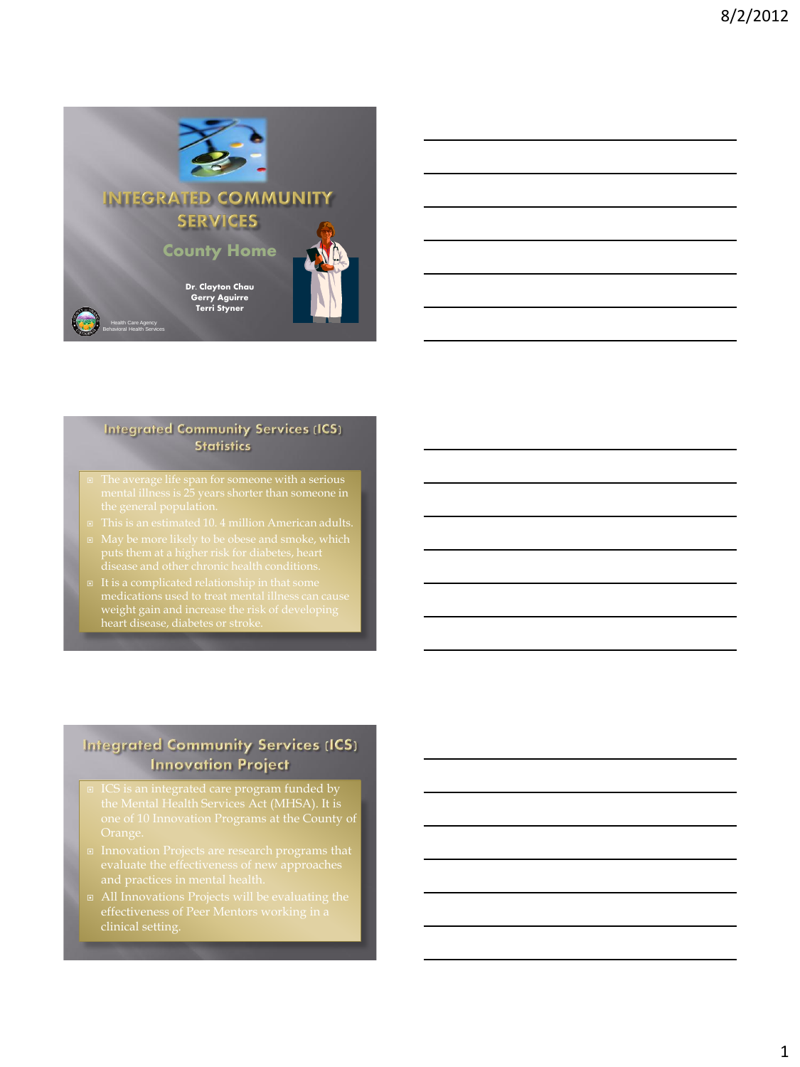# INTEGRATED COMMUNITY SERVICES

## County Home

Dr. Clayton Chau
Gerry Aguirre
Terri Styner

Health Care Agency
Behavioral Health Services

## Integrated Community Services (ICS) Statistics

- The average life span for someone with a serious mental illness is 25 years shorter than someone in the general population.
- This is an estimated 10. 4 million American adults.
- May be more likely to be obese and smoke, which puts them at a higher risk for diabetes, heart disease and other chronic health conditions.
- It is a complicated relationship in that some medications used to treat mental illness can cause weight gain and increase the risk of developing heart disease, diabetes or stroke.

## Integrated Community Services (ICS) Innovation Project

- ICS is an integrated care program funded by the Mental Health Services Act (MHSA). It is one of 10 Innovation Programs at the County of Orange.
- Innovation Projects are research programs that evaluate the effectiveness of new approaches and practices in mental health.
- All Innovations Projects will be evaluating the effectiveness of Peer Mentors working in a clinical setting.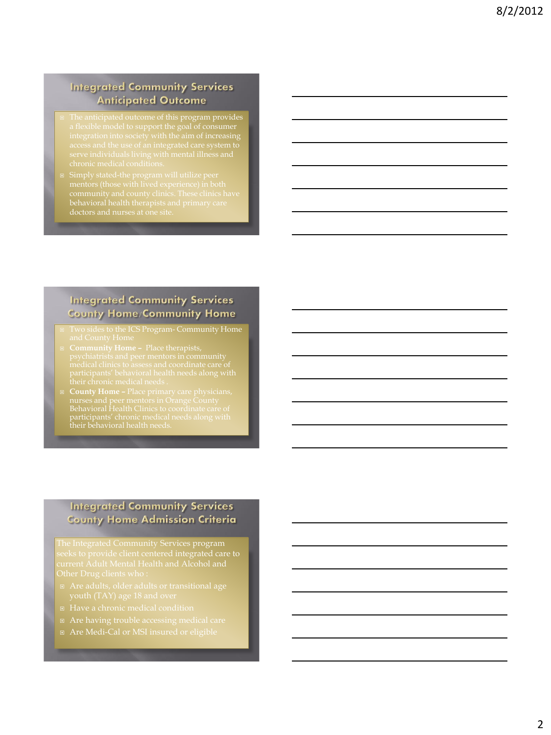## Integrated Community Services Anticipated Outcome

- The anticipated outcome of this program provides a flexible model to support the goal of consumer integration into society with the aim of increasing access and the use of an integrated care system to serve individuals living with mental illness and chronic medical conditions.
- Simply stated-the program will utilize peer mentors (those with lived experience) in both community and county clinics. These clinics have behavioral health therapists and primary care doctors and nurses at one site.

## Integrated Community Services County Home/Community Home

- Two sides to the ICS Program- Community Home and County Home
- **Community Home –** Place therapists, psychiatrists and peer mentors in community medical clinics to assess and coordinate care of participants' behavioral health needs along with their chronic medical needs .
- **County Home –** Place primary care physicians, nurses and peer mentors in Orange County Behavioral Health Clinics to coordinate care of participants' chronic medical needs along with their behavioral health needs.

## Integrated Community Services County Home Admission Criteria

The Integrated Community Services program seeks to provide client centered integrated care to current Adult Mental Health and Alcohol and Other Drug clients who :

- Are adults, older adults or transitional age youth (TAY) age 18 and over
- Have a chronic medical condition
- Are having trouble accessing medical care
- Are Medi-Cal or MSI insured or eligible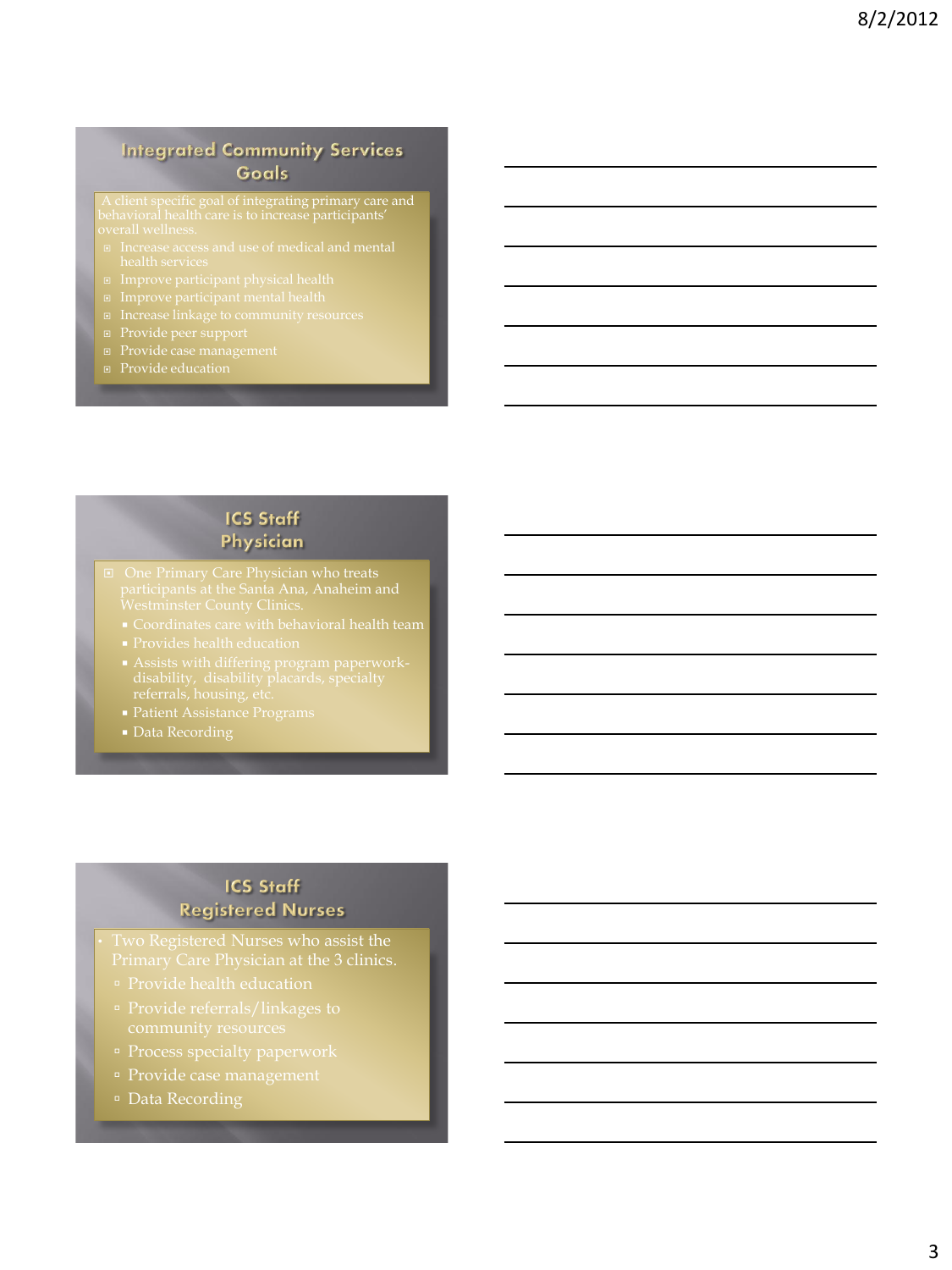## Integrated Community Services Goals

A client specific goal of integrating primary care and behavioral health care is to increase participants' overall wellness.

- Increase access and use of medical and mental health services
- Improve participant physical health
- Improve participant mental health
- Increase linkage to community resources
- Provide peer support
- Provide case management
- Provide education

## ICS Staff Physician

- One Primary Care Physician who treats participants at the Santa Ana, Anaheim and Westminster County Clinics.
  - Coordinates care with behavioral health team
  - Provides health education
  - Assists with differing program paperwork- disability, disability placards, specialty referrals, housing, etc.
  - Patient Assistance Programs
  - Data Recording

## ICS Staff Registered Nurses

- Two Registered Nurses who assist the Primary Care Physician at the 3 clinics.
  - Provide health education
  - Provide referrals/linkages to community resources
  - Process specialty paperwork
  - Provide case management
  - Data Recording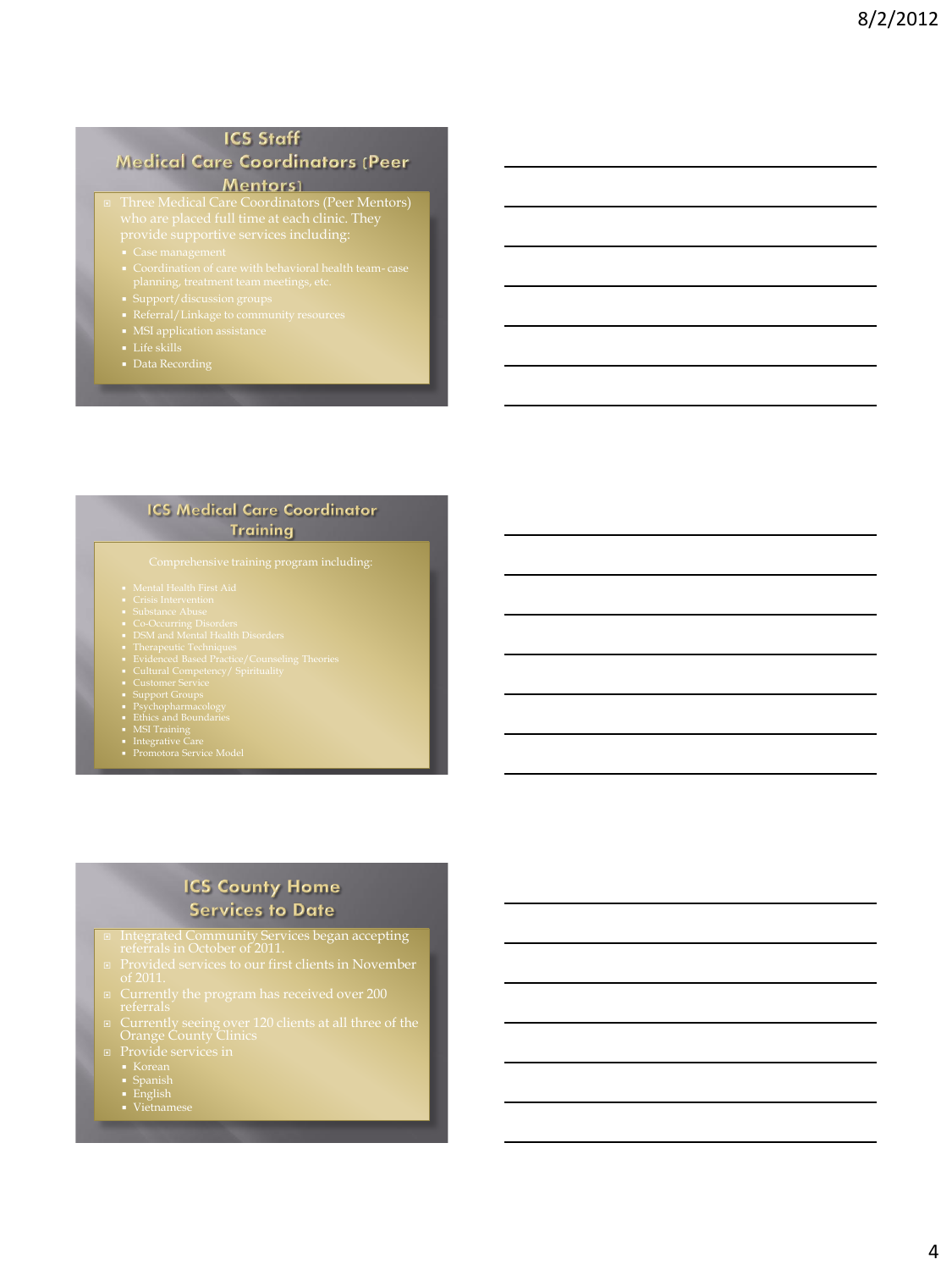## ICS Staff
## Medical Care Coordinators (Peer Mentors)

- Three Medical Care Coordinators (Peer Mentors) who are placed full time at each clinic. They provide supportive services including:
  - Case management
  - Coordination of care with behavioral health team- case planning, treatment team meetings, etc.
  - Support/discussion groups
  - Referral/Linkage to community resources
  - MSI application assistance
  - Life skills
  - Data Recording

## ICS Medical Care Coordinator Training

Comprehensive training program including:

- Mental Health First Aid
- Crisis Intervention
- Substance Abuse
- Co-Occurring Disorders
- DSM and Mental Health Disorders
- Therapeutic Techniques
- Evidenced Based Practice/Counseling Theories
- Cultural Competency/ Spirituality
- Customer Service
- Support Groups
- Psychopharmacology
- Ethics and Boundaries
- MSI Training
- Integrative Care
- Promotora Service Model

## ICS County Home Services to Date

- Integrated Community Services began accepting referrals in October of 2011.
- Provided services to our first clients in November of 2011.
- Currently the program has received over 200 referrals
- Currently seeing over 120 clients at all three of the Orange County Clinics
- Provide services in
  - Korean
  - Spanish
  - English
  - Vietnamese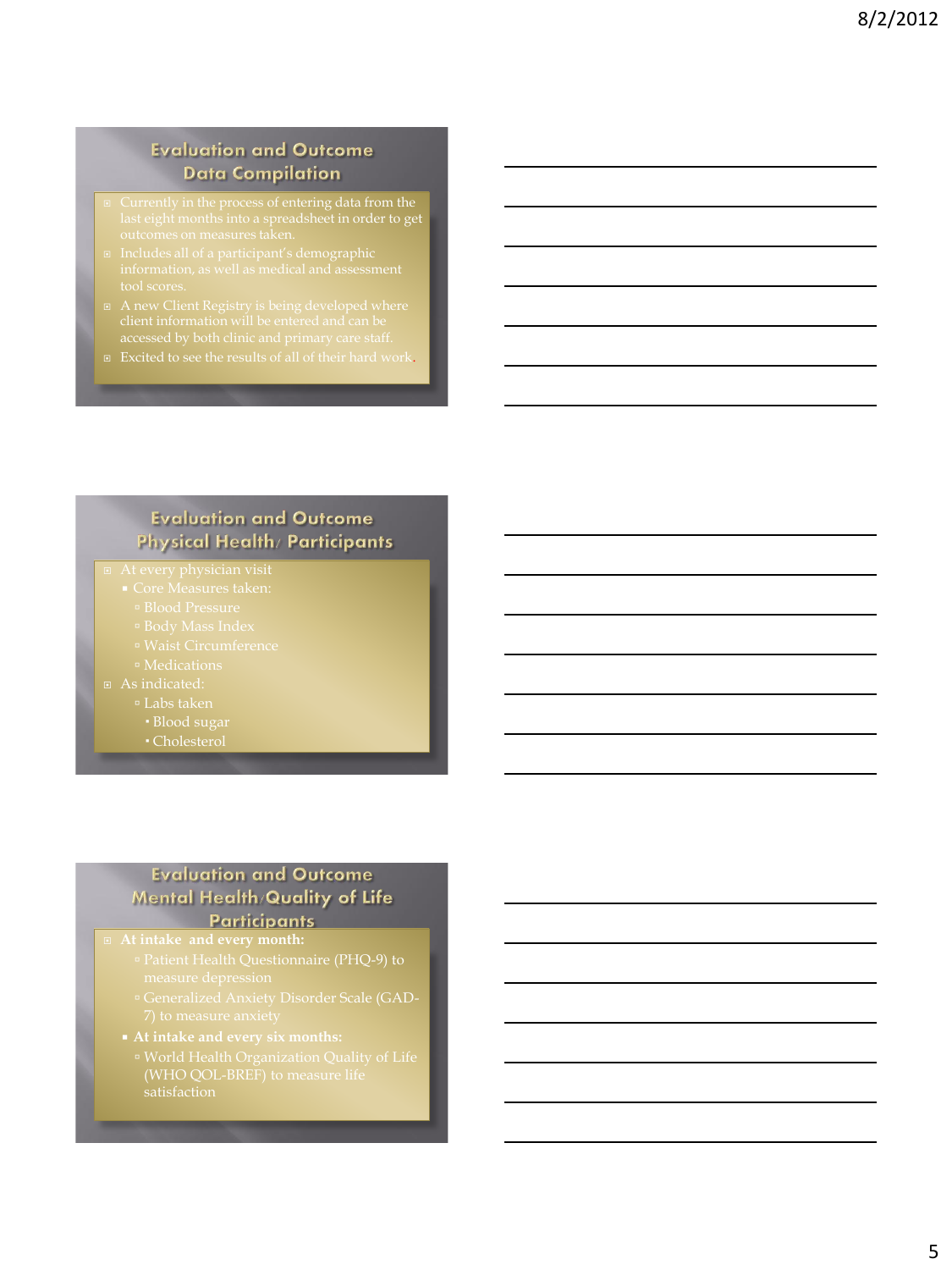## Evaluation and Outcome Data Compilation

- Currently in the process of entering data from the last eight months into a spreadsheet in order to get outcomes on measures taken.
- Includes all of a participant's demographic information, as well as medical and assessment tool scores.
- A new Client Registry is being developed where client information will be entered and can be accessed by both clinic and primary care staff.
- Excited to see the results of all of their hard work.

## Evaluation and Outcome Physical Health/ Participants

- At every physician visit
  - Core Measures taken:
    - Blood Pressure
    - Body Mass Index
    - Waist Circumference
    - Medications
- As indicated:
  - Labs taken
    - Blood sugar
    - Cholesterol

## Evaluation and Outcome Mental Health/Quality of Life Participants

- **At intake and every month:**
  - Patient Health Questionnaire (PHQ-9) to measure depression
  - Generalized Anxiety Disorder Scale (GAD-7) to measure anxiety
  - **At intake and every six months:**
    - World Health Organization Quality of Life (WHO QOL-BREF) to measure life satisfaction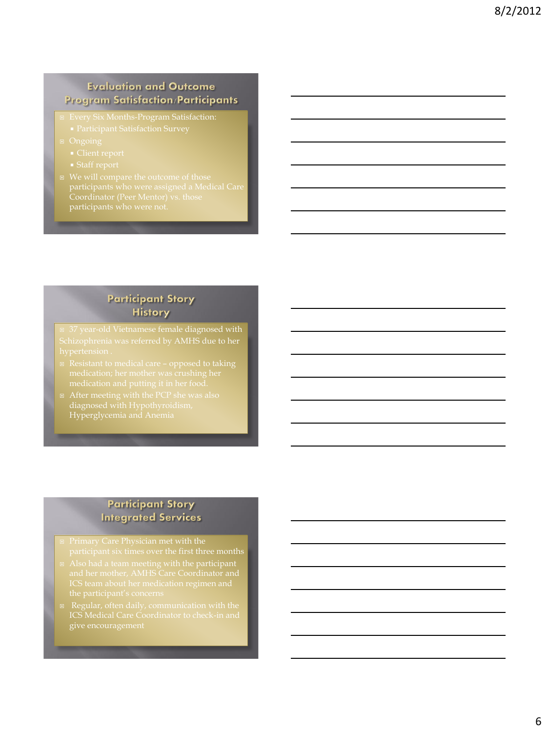## Evaluation and Outcome Program Satisfaction/Participants

- Every Six Months-Program Satisfaction:
  - Participant Satisfaction Survey
- Ongoing
  - Client report
  - Staff report
- We will compare the outcome of those participants who were assigned a Medical Care Coordinator (Peer Mentor) vs. those participants who were not.

## Participant Story History

- 37 year-old Vietnamese female diagnosed with Schizophrenia was referred by AMHS due to her hypertension .
- Resistant to medical care – opposed to taking medication; her mother was crushing her medication and putting it in her food.
- After meeting with the PCP she was also diagnosed with Hypothyroidism, Hyperglycemia and Anemia

## Participant Story Integrated Services

- Primary Care Physician met with the participant six times over the first three months
- Also had a team meeting with the participant and her mother, AMHS Care Coordinator and ICS team about her medication regimen and the participant's concerns
- Regular, often daily, communication with the ICS Medical Care Coordinator to check-in and give encouragement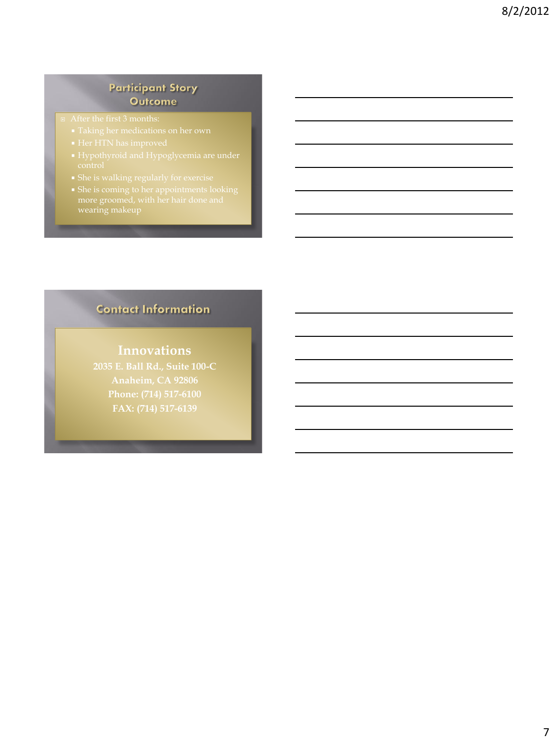## Participant Story Outcome

- After the first 3 months:
  - Taking her medications on her own
  - Her HTN has improved
  - Hypothyroid and Hypoglycemia are under control
  - She is walking regularly for exercise
  - She is coming to her appointments looking more groomed, with her hair done and wearing makeup

## Contact Information

**Innovations**

**2035 E. Ball Rd., Suite 100-C**

**Anaheim, CA 92806**

**Phone: (714) 517-6100**

**FAX: (714) 517-6139**